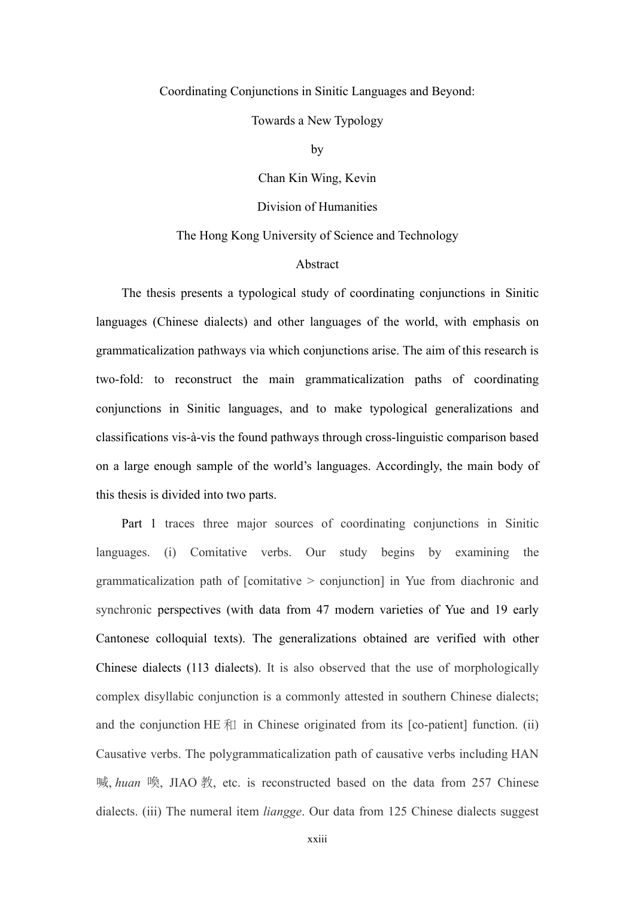Coordinating Conjunctions in Sinitic Languages and Beyond:

Towards a New Typology

by

Chan Kin Wing, Kevin

Division of Humanities

The Hong Kong University of Science and Technology

## Abstract

The thesis presents a typological study of coordinating conjunctions in Sinitic languages (Chinese dialects) and other languages of the world, with emphasis on grammaticalization pathways via which conjunctions arise. The aim of this research is two-fold: to reconstruct the main grammaticalization paths of coordinating conjunctions in Sinitic languages, and to make typological generalizations and classifications vis-à-vis the found pathways through cross-linguistic comparison based on a large enough sample of the world's languages. Accordingly, the main body of this thesis is divided into two parts.

Part 1 traces three major sources of coordinating conjunctions in Sinitic languages. (i) Comitative verbs. Our study begins by examining the grammaticalization path of [comitative > conjunction] in Yue from diachronic and synchronic perspectives (with data from 47 modern varieties of Yue and 19 early Cantonese colloquial texts). The generalizations obtained are verified with other Chinese dialects (113 dialects). It is also observed that the use of morphologically complex disyllabic conjunction is a commonly attested in southern Chinese dialects; and the conjunction HE 和 in Chinese originated from its [co-patient] function. (ii) Causative verbs. The polygrammaticalization path of causative verbs including HAN 喊, *huan* 喚, JIAO 教, etc. is reconstructed based on the data from 257 Chinese dialects. (iii) The numeral item *liangge*. Our data from 125 Chinese dialects suggest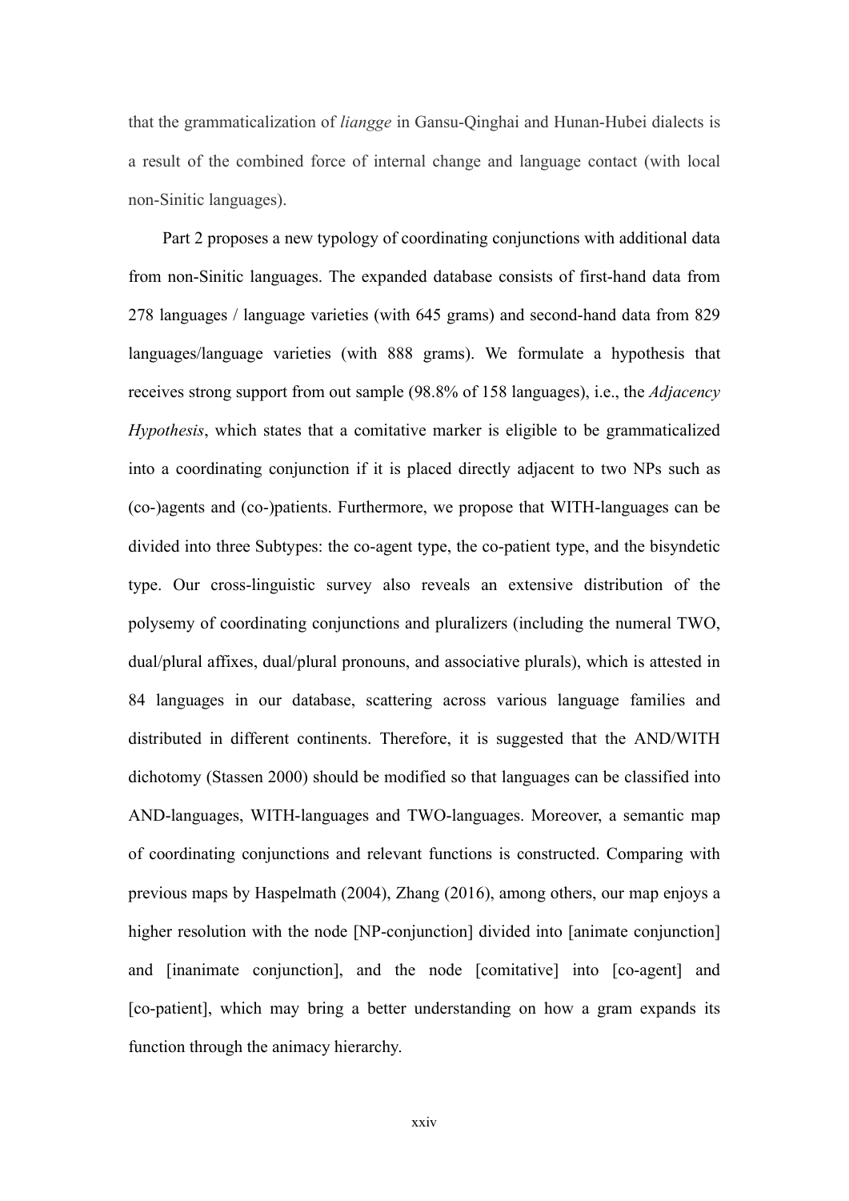that the grammaticalization of *liangge* in Gansu-Qinghai and Hunan-Hubei dialects is a result of the combined force of internal change and language contact (with local non-Sinitic languages).

Part 2 proposes a new typology of coordinating conjunctions with additional data from non-Sinitic languages. The expanded database consists of first-hand data from 278 languages / language varieties (with 645 grams) and second-hand data from 829 languages/language varieties (with 888 grams). We formulate a hypothesis that receives strong support from out sample (98.8% of 158 languages), i.e., the *Adjacency Hypothesis*, which states that a comitative marker is eligible to be grammaticalized into a coordinating conjunction if it is placed directly adjacent to two NPs such as (co-)agents and (co-)patients. Furthermore, we propose that WITH-languages can be divided into three Subtypes: the co-agent type, the co-patient type, and the bisyndetic type. Our cross-linguistic survey also reveals an extensive distribution of the polysemy of coordinating conjunctions and pluralizers (including the numeral TWO, dual/plural affixes, dual/plural pronouns, and associative plurals), which is attested in 84 languages in our database, scattering across various language families and distributed in different continents. Therefore, it is suggested that the AND/WITH dichotomy (Stassen 2000) should be modified so that languages can be classified into AND-languages, WITH-languages and TWO-languages. Moreover, a semantic map of coordinating conjunctions and relevant functions is constructed. Comparing with previous maps by Haspelmath (2004), Zhang (2016), among others, our map enjoys a higher resolution with the node [NP-conjunction] divided into [animate conjunction] and [inanimate conjunction], and the node [comitative] into [co-agent] and [co-patient], which may bring a better understanding on how a gram expands its function through the animacy hierarchy.